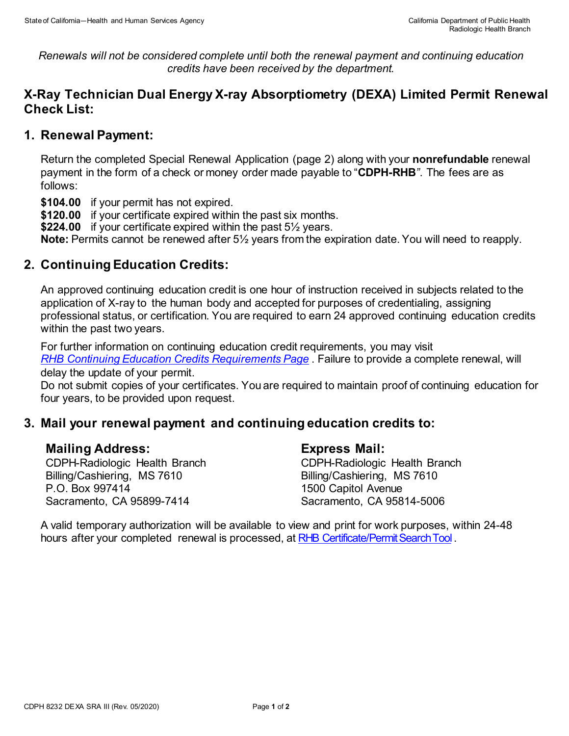*Renewals will not be considered complete until both the renewal payment and continuing education credits have been received by the department.*

## X-Ray Technician Dual Energy X-ray Absorptiometry (DEXA) Limited Permit Renewal Check List:

### 1. Renewal Payment:

Return the completed Special Renewal Application (page 2) along with your **nonrefundable** renewal payment in the form of a check or money order made payable to "**CDPH-RHB**". The fees are as follows:

**$104.00** if your permit has not expired.
**$120.00** if your certificate expired within the past six months.
**$224.00** if your certificate expired within the past 5½ years.
**Note:** Permits cannot be renewed after 5½ years from the expiration date. You will need to reapply.

### 2. Continuing Education Credits:

An approved continuing education credit is one hour of instruction received in subjects related to the application of X-ray to the human body and accepted for purposes of credentialing, assigning professional status, or certification. You are required to earn 24 approved continuing education credits within the past two years.

For further information on continuing education credit requirements, you may visit *RHB Continuing Education Credits Requirements Page* . Failure to provide a complete renewal, will delay the update of your permit.
Do not submit copies of your certificates. You are required to maintain proof of continuing education for four years, to be provided upon request.

### 3. Mail your renewal payment and continuing education credits to:

**Mailing Address:**
CDPH-Radiologic Health Branch
Billing/Cashiering, MS 7610
P.O. Box 997414
Sacramento, CA 95899-7414

**Express Mail:**
CDPH-Radiologic Health Branch
Billing/Cashiering, MS 7610
1500 Capitol Avenue
Sacramento, CA 95814-5006

A valid temporary authorization will be available to view and print for work purposes, within 24-48 hours after your completed renewal is processed, at RHB Certificate/Permit Search Tool .

CDPH 8232 DEXA SRA III (Rev. 05/2020)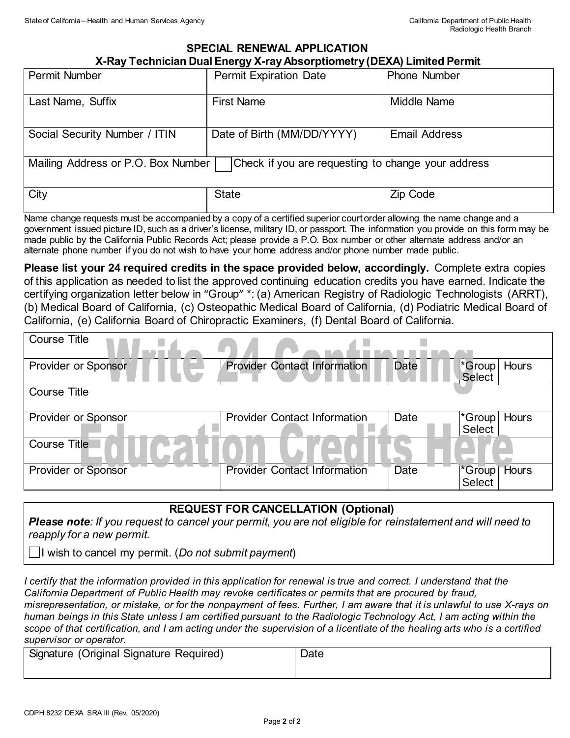## SPECIAL RENEWAL APPLICATION
### X-Ray Technician Dual Energy X-ray Absorptiometry (DEXA) Limited Permit

| | | |
|---|---|---|
| Permit Number | Permit Expiration Date | Phone Number |
| Last Name, Suffix | First Name | Middle Name |
| Social Security Number / ITIN | Date of Birth (MM/DD/YYYY) | Email Address |
| Mailing Address or P.O. Box Number ☐ Check if you are requesting to change your address | | |
| City | State | Zip Code |

Name change requests must be accompanied by a copy of a certified superior court order allowing the name change and a government issued picture ID, such as a driver's license, military ID, or passport. The information you provide on this form may be made public by the California Public Records Act; please provide a P.O. Box number or other alternate address and/or an alternate phone number if you do not wish to have your home address and/or phone number made public.

**Please list your 24 required credits in the space provided below, accordingly.** Complete extra copies of this application as needed to list the approved continuing education credits you have earned. Indicate the certifying organization letter below in "Group" *: (a) American Registry of Radiologic Technologists (ARRT), (b) Medical Board of California, (c) Osteopathic Medical Board of California, (d) Podiatric Medical Board of California, (e) California Board of Chiropractic Examiners, (f) Dental Board of California.

Write 24 Continuing Education Credits Here

| | | | | |
|---|---|---|---|---|
| Course Title | | | | |
| Provider or Sponsor | Provider Contact Information | Date | *Group Select | Hours |
| Course Title | | | | |
| Provider or Sponsor | Provider Contact Information | Date | *Group Select | Hours |
| Course Title | | | | |
| Provider or Sponsor | Provider Contact Information | Date | *Group Select | Hours |

### REQUEST FOR CANCELLATION (Optional)

***Please note**: If you request to cancel your permit, you are not eligible for reinstatement and will need to reapply for a new permit.*

☐ I wish to cancel my permit. (*Do not submit payment*)

*I certify that the information provided in this application for renewal is true and correct. I understand that the California Department of Public Health may revoke certificates or permits that are procured by fraud, misrepresentation, or mistake, or for the nonpayment of fees. Further, I am aware that it is unlawful to use X-rays on human beings in this State unless I am certified pursuant to the Radiologic Technology Act, I am acting within the scope of that certification, and I am acting under the supervision of a licentiate of the healing arts who is a certified supervisor or operator.*

| | |
|---|---|
| Signature (Original Signature Required) | Date |

CDPH 8232 DEXA SRA III (Rev. 05/2020)